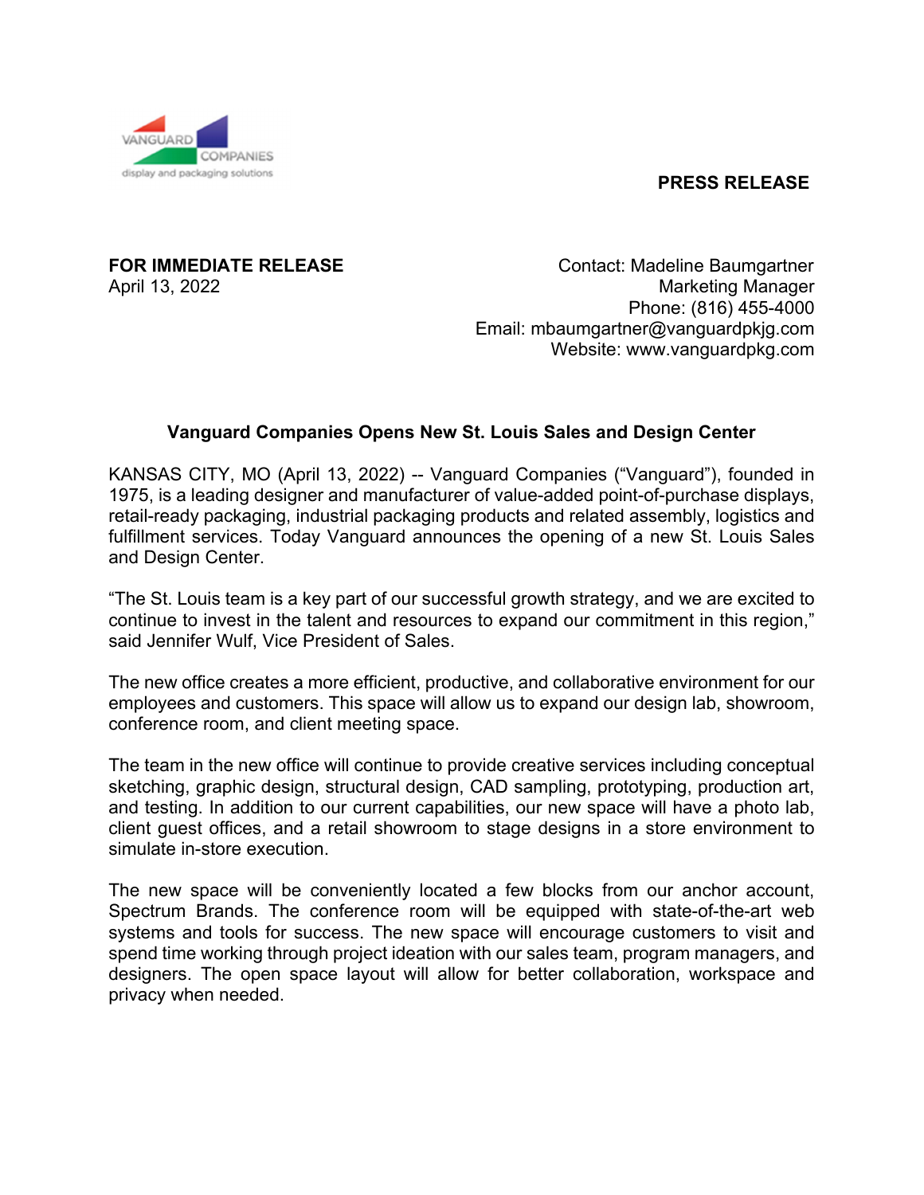VANGUARD COMPANIES
display and packaging solutions

**PRESS RELEASE**

**FOR IMMEDIATE RELEASE**
April 13, 2022

Contact: Madeline Baumgartner
Marketing Manager
Phone: (816) 455-4000
Email: mbaumgartner@vanguardpkjg.com
Website: www.vanguardpkg.com

**Vanguard Companies Opens New St. Louis Sales and Design Center**

KANSAS CITY, MO (April 13, 2022) -- Vanguard Companies ("Vanguard"), founded in 1975, is a leading designer and manufacturer of value-added point-of-purchase displays, retail-ready packaging, industrial packaging products and related assembly, logistics and fulfillment services. Today Vanguard announces the opening of a new St. Louis Sales and Design Center.

"The St. Louis team is a key part of our successful growth strategy, and we are excited to continue to invest in the talent and resources to expand our commitment in this region," said Jennifer Wulf, Vice President of Sales.

The new office creates a more efficient, productive, and collaborative environment for our employees and customers. This space will allow us to expand our design lab, showroom, conference room, and client meeting space.

The team in the new office will continue to provide creative services including conceptual sketching, graphic design, structural design, CAD sampling, prototyping, production art, and testing. In addition to our current capabilities, our new space will have a photo lab, client guest offices, and a retail showroom to stage designs in a store environment to simulate in-store execution.

The new space will be conveniently located a few blocks from our anchor account, Spectrum Brands. The conference room will be equipped with state-of-the-art web systems and tools for success. The new space will encourage customers to visit and spend time working through project ideation with our sales team, program managers, and designers. The open space layout will allow for better collaboration, workspace and privacy when needed.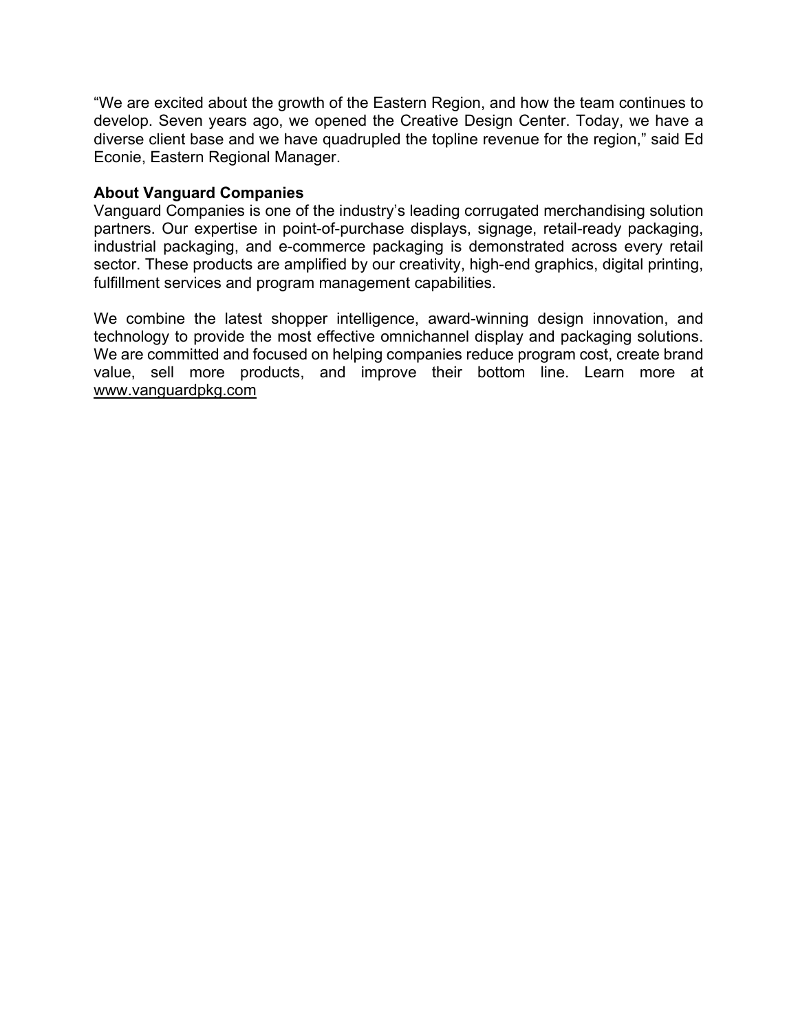“We are excited about the growth of the Eastern Region, and how the team continues to develop. Seven years ago, we opened the Creative Design Center. Today, we have a diverse client base and we have quadrupled the topline revenue for the region,” said Ed Econie, Eastern Regional Manager.

**About Vanguard Companies**
Vanguard Companies is one of the industry’s leading corrugated merchandising solution partners. Our expertise in point-of-purchase displays, signage, retail-ready packaging, industrial packaging, and e-commerce packaging is demonstrated across every retail sector. These products are amplified by our creativity, high-end graphics, digital printing, fulfillment services and program management capabilities.

We combine the latest shopper intelligence, award-winning design innovation, and technology to provide the most effective omnichannel display and packaging solutions. We are committed and focused on helping companies reduce program cost, create brand value, sell more products, and improve their bottom line. Learn more at www.vanguardpkg.com